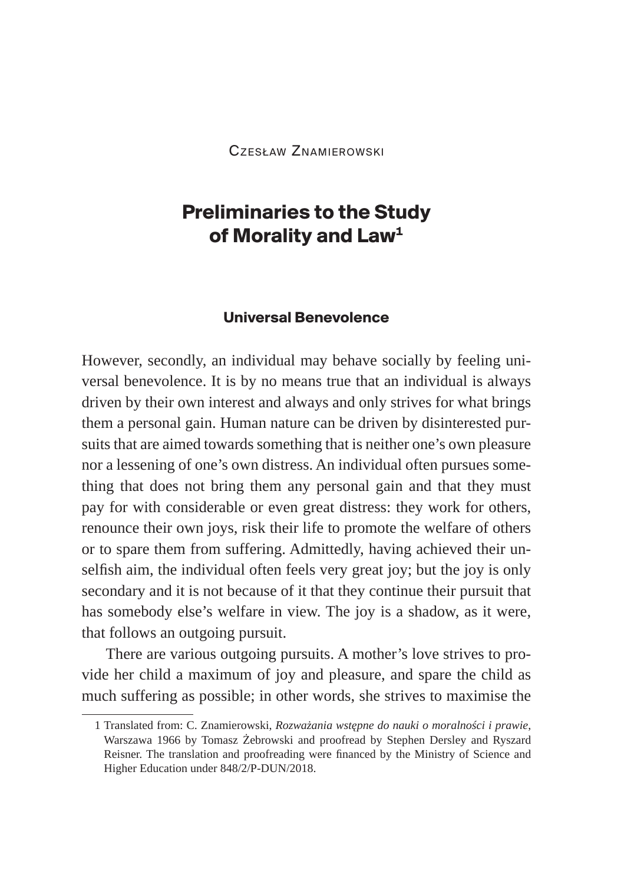Czesław Znamierowski

# Preliminaries to the Study of Morality and Law[1]

## Universal Benevolence

However, secondly, an individual may behave socially by feeling universal benevolence. It is by no means true that an individual is always driven by their own interest and always and only strives for what brings them a personal gain. Human nature can be driven by disinterested pursuits that are aimed towards something that is neither one's own pleasure nor a lessening of one's own distress. An individual often pursues something that does not bring them any personal gain and that they must pay for with considerable or even great distress: they work for others, renounce their own joys, risk their life to promote the welfare of others or to spare them from suffering. Admittedly, having achieved their unselfish aim, the individual often feels very great joy; but the joy is only secondary and it is not because of it that they continue their pursuit that has somebody else's welfare in view. The joy is a shadow, as it were, that follows an outgoing pursuit.

There are various outgoing pursuits. A mother's love strives to provide her child a maximum of joy and pleasure, and spare the child as much suffering as possible; in other words, she strives to maximise the

---

1 Translated from: C. Znamierowski, *Rozważania wstępne do nauki o moralności i prawie*, Warszawa 1966 by Tomasz Żebrowski and proofread by Stephen Dersley and Ryszard Reisner. The translation and proofreading were financed by the Ministry of Science and Higher Education under 848/2/P-DUN/2018.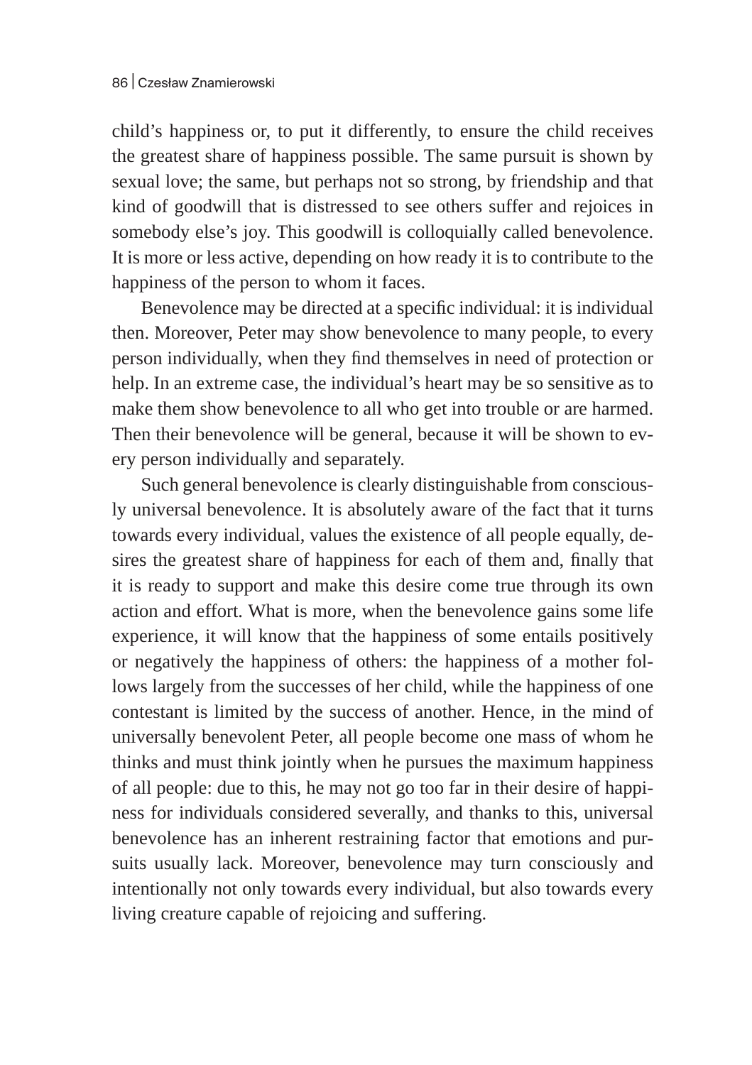child's happiness or, to put it differently, to ensure the child receives the greatest share of happiness possible. The same pursuit is shown by sexual love; the same, but perhaps not so strong, by friendship and that kind of goodwill that is distressed to see others suffer and rejoices in somebody else's joy. This goodwill is colloquially called benevolence. It is more or less active, depending on how ready it is to contribute to the happiness of the person to whom it faces.

Benevolence may be directed at a specific individual: it is individual then. Moreover, Peter may show benevolence to many people, to every person individually, when they find themselves in need of protection or help. In an extreme case, the individual's heart may be so sensitive as to make them show benevolence to all who get into trouble or are harmed. Then their benevolence will be general, because it will be shown to every person individually and separately.

Such general benevolence is clearly distinguishable from consciously universal benevolence. It is absolutely aware of the fact that it turns towards every individual, values the existence of all people equally, desires the greatest share of happiness for each of them and, finally that it is ready to support and make this desire come true through its own action and effort. What is more, when the benevolence gains some life experience, it will know that the happiness of some entails positively or negatively the happiness of others: the happiness of a mother follows largely from the successes of her child, while the happiness of one contestant is limited by the success of another. Hence, in the mind of universally benevolent Peter, all people become one mass of whom he thinks and must think jointly when he pursues the maximum happiness of all people: due to this, he may not go too far in their desire of happiness for individuals considered severally, and thanks to this, universal benevolence has an inherent restraining factor that emotions and pursuits usually lack. Moreover, benevolence may turn consciously and intentionally not only towards every individual, but also towards every living creature capable of rejoicing and suffering.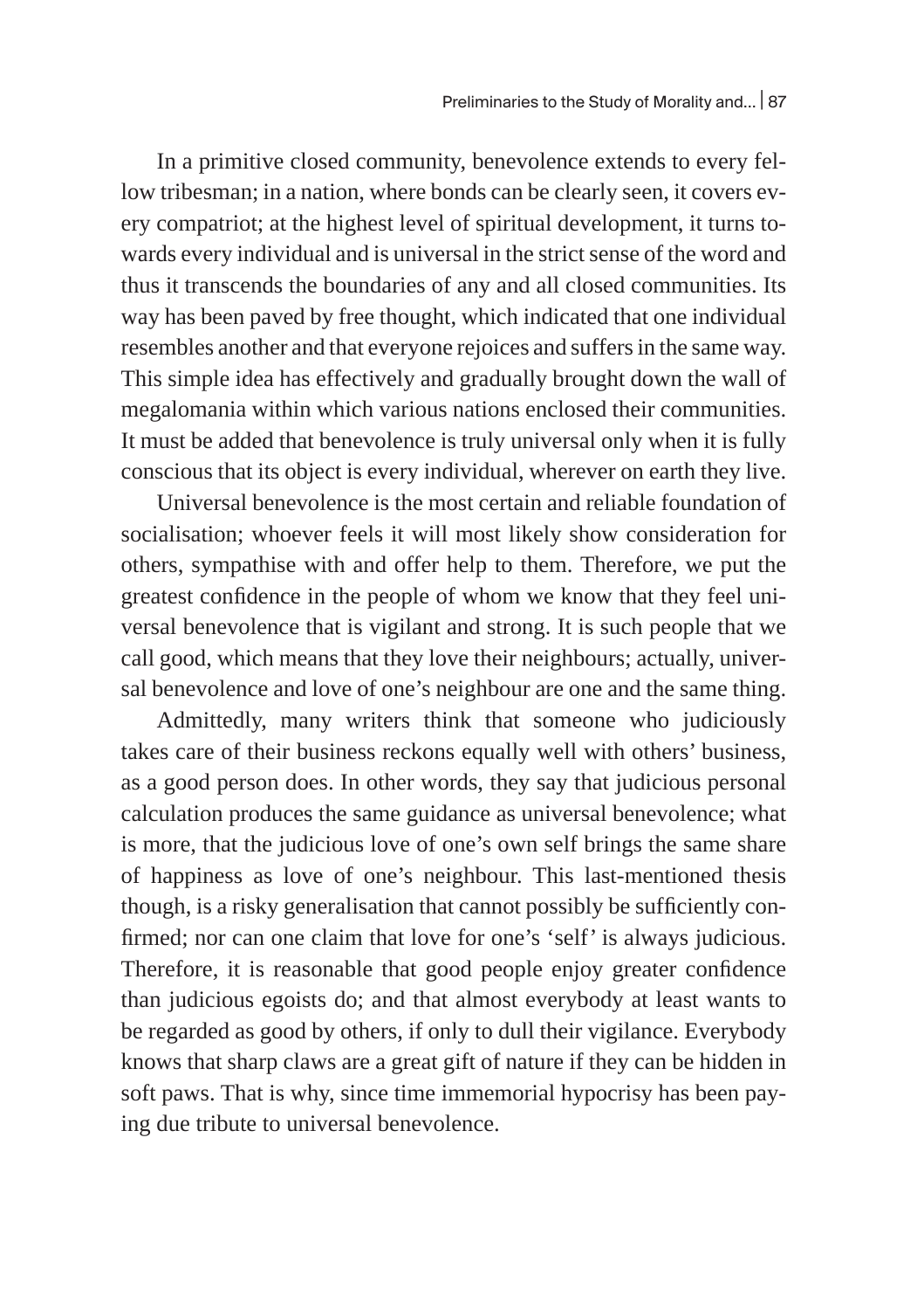In a primitive closed community, benevolence extends to every fellow tribesman; in a nation, where bonds can be clearly seen, it covers every compatriot; at the highest level of spiritual development, it turns towards every individual and is universal in the strict sense of the word and thus it transcends the boundaries of any and all closed communities. Its way has been paved by free thought, which indicated that one individual resembles another and that everyone rejoices and suffers in the same way. This simple idea has effectively and gradually brought down the wall of megalomania within which various nations enclosed their communities. It must be added that benevolence is truly universal only when it is fully conscious that its object is every individual, wherever on earth they live.

Universal benevolence is the most certain and reliable foundation of socialisation; whoever feels it will most likely show consideration for others, sympathise with and offer help to them. Therefore, we put the greatest confidence in the people of whom we know that they feel universal benevolence that is vigilant and strong. It is such people that we call good, which means that they love their neighbours; actually, universal benevolence and love of one's neighbour are one and the same thing.

Admittedly, many writers think that someone who judiciously takes care of their business reckons equally well with others' business, as a good person does. In other words, they say that judicious personal calculation produces the same guidance as universal benevolence; what is more, that the judicious love of one's own self brings the same share of happiness as love of one's neighbour. This last-mentioned thesis though, is a risky generalisation that cannot possibly be sufficiently confirmed; nor can one claim that love for one's 'self' is always judicious. Therefore, it is reasonable that good people enjoy greater confidence than judicious egoists do; and that almost everybody at least wants to be regarded as good by others, if only to dull their vigilance. Everybody knows that sharp claws are a great gift of nature if they can be hidden in soft paws. That is why, since time immemorial hypocrisy has been paying due tribute to universal benevolence.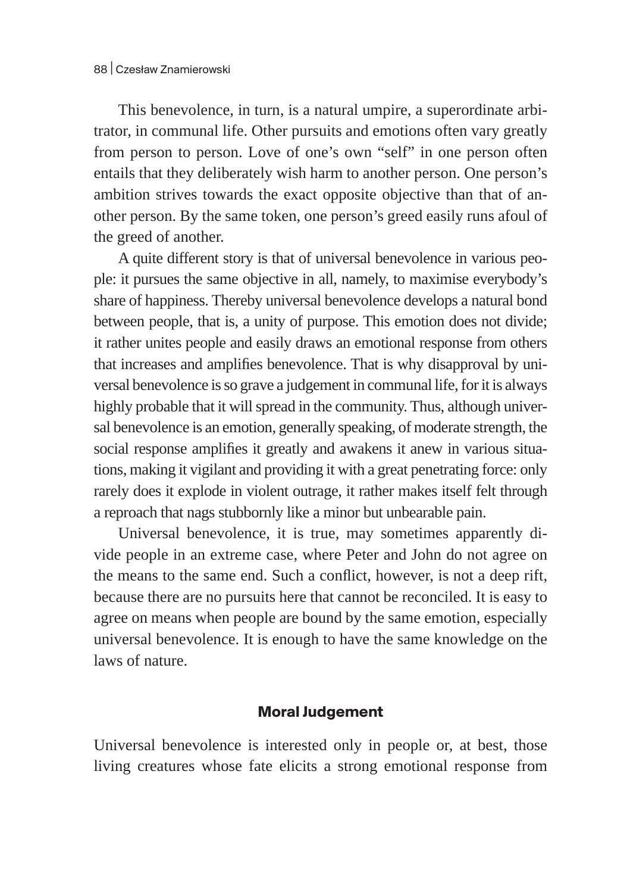This benevolence, in turn, is a natural umpire, a superordinate arbitrator, in communal life. Other pursuits and emotions often vary greatly from person to person. Love of one's own "self" in one person often entails that they deliberately wish harm to another person. One person's ambition strives towards the exact opposite objective than that of another person. By the same token, one person's greed easily runs afoul of the greed of another.

A quite different story is that of universal benevolence in various people: it pursues the same objective in all, namely, to maximise everybody's share of happiness. Thereby universal benevolence develops a natural bond between people, that is, a unity of purpose. This emotion does not divide; it rather unites people and easily draws an emotional response from others that increases and amplifies benevolence. That is why disapproval by universal benevolence is so grave a judgement in communal life, for it is always highly probable that it will spread in the community. Thus, although universal benevolence is an emotion, generally speaking, of moderate strength, the social response amplifies it greatly and awakens it anew in various situations, making it vigilant and providing it with a great penetrating force: only rarely does it explode in violent outrage, it rather makes itself felt through a reproach that nags stubbornly like a minor but unbearable pain.

Universal benevolence, it is true, may sometimes apparently divide people in an extreme case, where Peter and John do not agree on the means to the same end. Such a conflict, however, is not a deep rift, because there are no pursuits here that cannot be reconciled. It is easy to agree on means when people are bound by the same emotion, especially universal benevolence. It is enough to have the same knowledge on the laws of nature.

## Moral Judgement

Universal benevolence is interested only in people or, at best, those living creatures whose fate elicits a strong emotional response from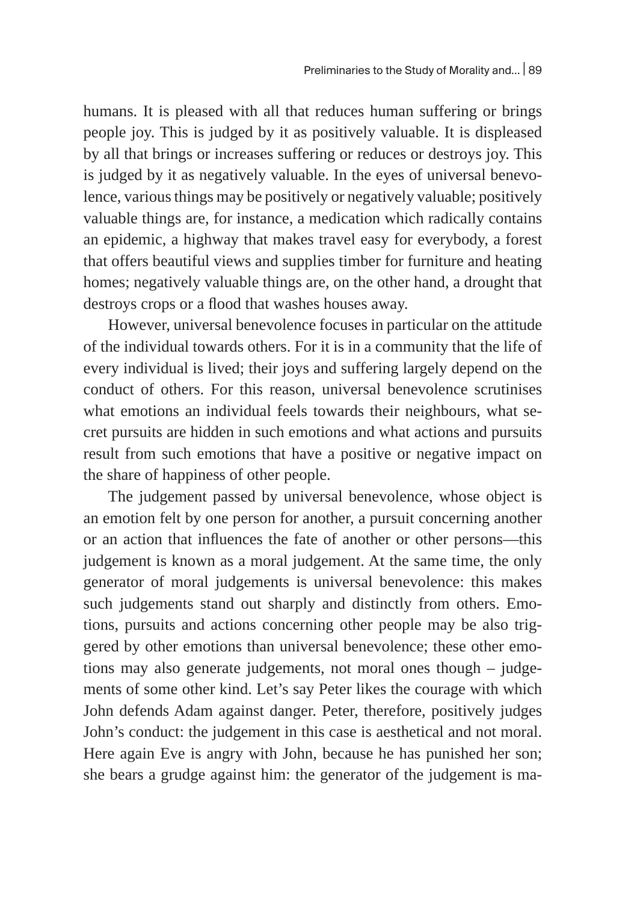humans. It is pleased with all that reduces human suffering or brings people joy. This is judged by it as positively valuable. It is displeased by all that brings or increases suffering or reduces or destroys joy. This is judged by it as negatively valuable. In the eyes of universal benevolence, various things may be positively or negatively valuable; positively valuable things are, for instance, a medication which radically contains an epidemic, a highway that makes travel easy for everybody, a forest that offers beautiful views and supplies timber for furniture and heating homes; negatively valuable things are, on the other hand, a drought that destroys crops or a flood that washes houses away.

However, universal benevolence focuses in particular on the attitude of the individual towards others. For it is in a community that the life of every individual is lived; their joys and suffering largely depend on the conduct of others. For this reason, universal benevolence scrutinises what emotions an individual feels towards their neighbours, what secret pursuits are hidden in such emotions and what actions and pursuits result from such emotions that have a positive or negative impact on the share of happiness of other people.

The judgement passed by universal benevolence, whose object is an emotion felt by one person for another, a pursuit concerning another or an action that influences the fate of another or other persons—this judgement is known as a moral judgement. At the same time, the only generator of moral judgements is universal benevolence: this makes such judgements stand out sharply and distinctly from others. Emotions, pursuits and actions concerning other people may be also triggered by other emotions than universal benevolence; these other emotions may also generate judgements, not moral ones though – judgements of some other kind. Let's say Peter likes the courage with which John defends Adam against danger. Peter, therefore, positively judges John's conduct: the judgement in this case is aesthetical and not moral. Here again Eve is angry with John, because he has punished her son; she bears a grudge against him: the generator of the judgement is ma-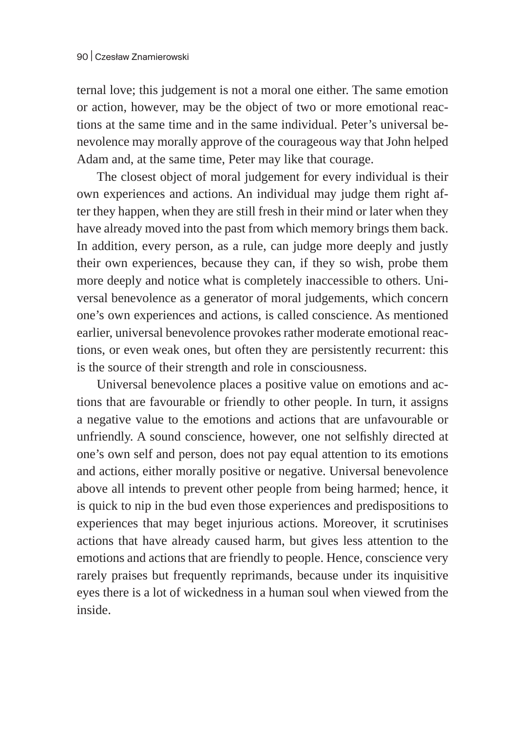ternal love; this judgement is not a moral one either. The same emotion or action, however, may be the object of two or more emotional reactions at the same time and in the same individual. Peter's universal benevolence may morally approve of the courageous way that John helped Adam and, at the same time, Peter may like that courage.

The closest object of moral judgement for every individual is their own experiences and actions. An individual may judge them right after they happen, when they are still fresh in their mind or later when they have already moved into the past from which memory brings them back. In addition, every person, as a rule, can judge more deeply and justly their own experiences, because they can, if they so wish, probe them more deeply and notice what is completely inaccessible to others. Universal benevolence as a generator of moral judgements, which concern one's own experiences and actions, is called conscience. As mentioned earlier, universal benevolence provokes rather moderate emotional reactions, or even weak ones, but often they are persistently recurrent: this is the source of their strength and role in consciousness.

Universal benevolence places a positive value on emotions and actions that are favourable or friendly to other people. In turn, it assigns a negative value to the emotions and actions that are unfavourable or unfriendly. A sound conscience, however, one not selfishly directed at one's own self and person, does not pay equal attention to its emotions and actions, either morally positive or negative. Universal benevolence above all intends to prevent other people from being harmed; hence, it is quick to nip in the bud even those experiences and predispositions to experiences that may beget injurious actions. Moreover, it scrutinises actions that have already caused harm, but gives less attention to the emotions and actions that are friendly to people. Hence, conscience very rarely praises but frequently reprimands, because under its inquisitive eyes there is a lot of wickedness in a human soul when viewed from the inside.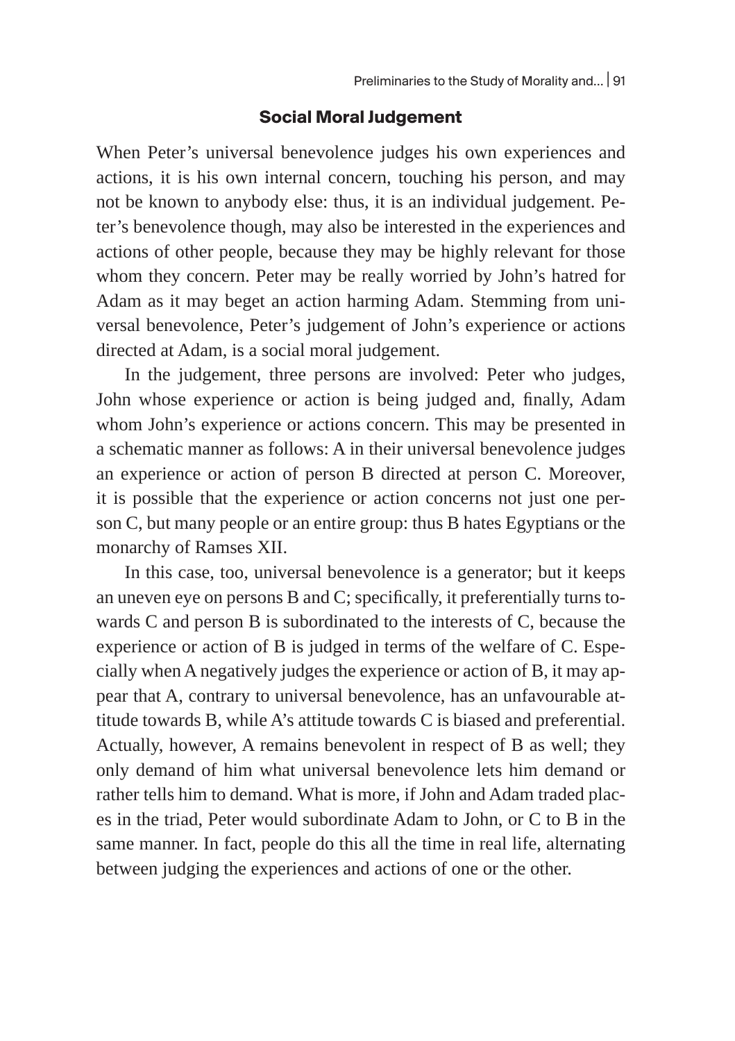### Social Moral Judgement

When Peter's universal benevolence judges his own experiences and actions, it is his own internal concern, touching his person, and may not be known to anybody else: thus, it is an individual judgement. Peter's benevolence though, may also be interested in the experiences and actions of other people, because they may be highly relevant for those whom they concern. Peter may be really worried by John's hatred for Adam as it may beget an action harming Adam. Stemming from universal benevolence, Peter's judgement of John's experience or actions directed at Adam, is a social moral judgement.

In the judgement, three persons are involved: Peter who judges, John whose experience or action is being judged and, finally, Adam whom John's experience or actions concern. This may be presented in a schematic manner as follows: A in their universal benevolence judges an experience or action of person B directed at person C. Moreover, it is possible that the experience or action concerns not just one person C, but many people or an entire group: thus B hates Egyptians or the monarchy of Ramses XII.

In this case, too, universal benevolence is a generator; but it keeps an uneven eye on persons B and C; specifically, it preferentially turns towards C and person B is subordinated to the interests of C, because the experience or action of B is judged in terms of the welfare of C. Especially when A negatively judges the experience or action of B, it may appear that A, contrary to universal benevolence, has an unfavourable attitude towards B, while A's attitude towards C is biased and preferential. Actually, however, A remains benevolent in respect of B as well; they only demand of him what universal benevolence lets him demand or rather tells him to demand. What is more, if John and Adam traded places in the triad, Peter would subordinate Adam to John, or C to B in the same manner. In fact, people do this all the time in real life, alternating between judging the experiences and actions of one or the other.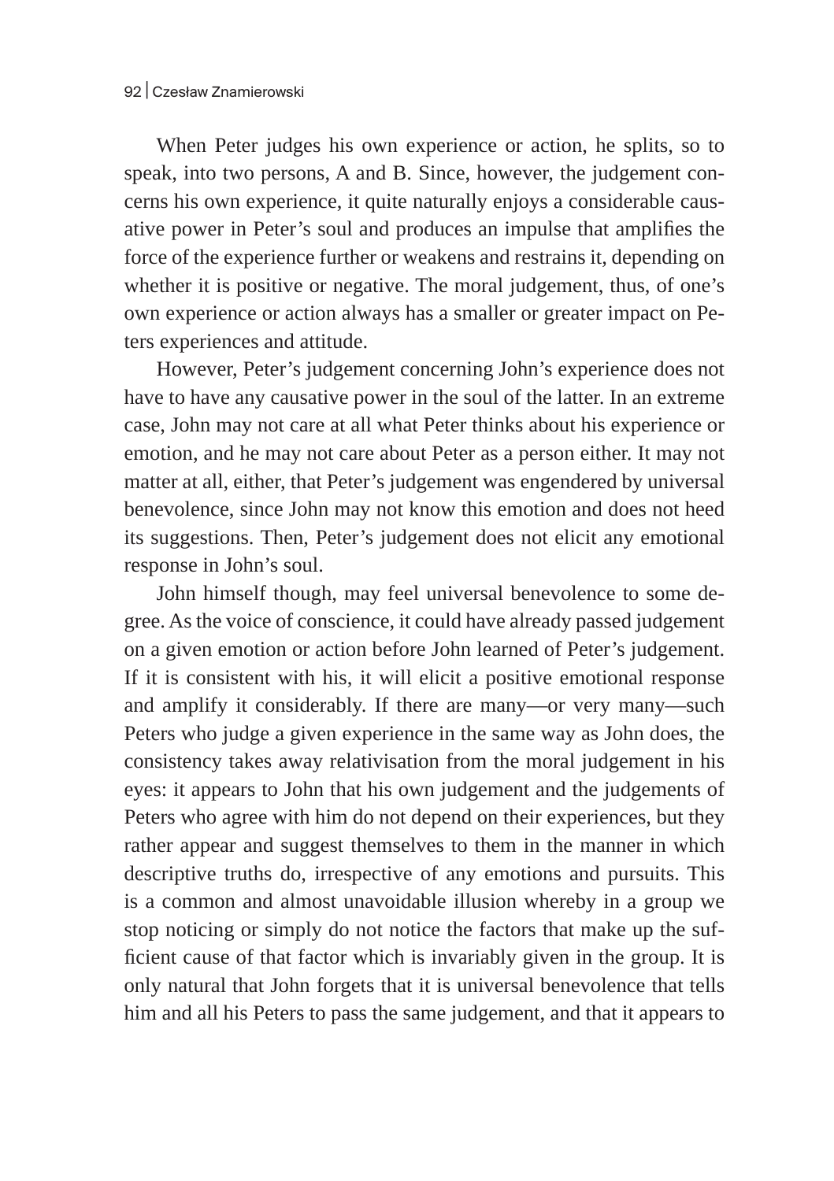When Peter judges his own experience or action, he splits, so to speak, into two persons, A and B. Since, however, the judgement concerns his own experience, it quite naturally enjoys a considerable causative power in Peter's soul and produces an impulse that amplifies the force of the experience further or weakens and restrains it, depending on whether it is positive or negative. The moral judgement, thus, of one's own experience or action always has a smaller or greater impact on Peters experiences and attitude.

However, Peter's judgement concerning John's experience does not have to have any causative power in the soul of the latter. In an extreme case, John may not care at all what Peter thinks about his experience or emotion, and he may not care about Peter as a person either. It may not matter at all, either, that Peter's judgement was engendered by universal benevolence, since John may not know this emotion and does not heed its suggestions. Then, Peter's judgement does not elicit any emotional response in John's soul.

John himself though, may feel universal benevolence to some degree. As the voice of conscience, it could have already passed judgement on a given emotion or action before John learned of Peter's judgement. If it is consistent with his, it will elicit a positive emotional response and amplify it considerably. If there are many—or very many—such Peters who judge a given experience in the same way as John does, the consistency takes away relativisation from the moral judgement in his eyes: it appears to John that his own judgement and the judgements of Peters who agree with him do not depend on their experiences, but they rather appear and suggest themselves to them in the manner in which descriptive truths do, irrespective of any emotions and pursuits. This is a common and almost unavoidable illusion whereby in a group we stop noticing or simply do not notice the factors that make up the sufficient cause of that factor which is invariably given in the group. It is only natural that John forgets that it is universal benevolence that tells him and all his Peters to pass the same judgement, and that it appears to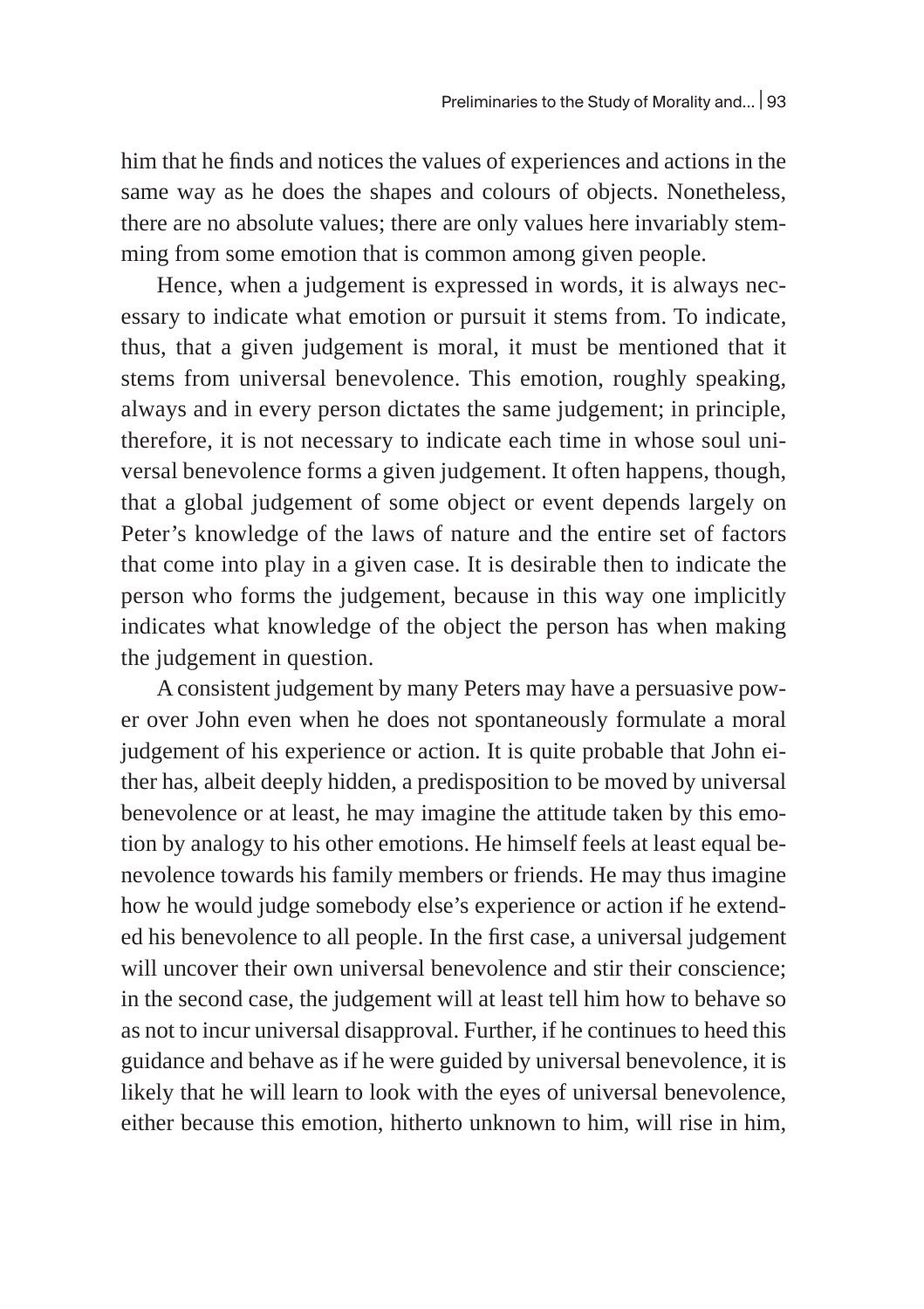him that he finds and notices the values of experiences and actions in the same way as he does the shapes and colours of objects. Nonetheless, there are no absolute values; there are only values here invariably stemming from some emotion that is common among given people.

Hence, when a judgement is expressed in words, it is always necessary to indicate what emotion or pursuit it stems from. To indicate, thus, that a given judgement is moral, it must be mentioned that it stems from universal benevolence. This emotion, roughly speaking, always and in every person dictates the same judgement; in principle, therefore, it is not necessary to indicate each time in whose soul universal benevolence forms a given judgement. It often happens, though, that a global judgement of some object or event depends largely on Peter's knowledge of the laws of nature and the entire set of factors that come into play in a given case. It is desirable then to indicate the person who forms the judgement, because in this way one implicitly indicates what knowledge of the object the person has when making the judgement in question.

A consistent judgement by many Peters may have a persuasive power over John even when he does not spontaneously formulate a moral judgement of his experience or action. It is quite probable that John either has, albeit deeply hidden, a predisposition to be moved by universal benevolence or at least, he may imagine the attitude taken by this emotion by analogy to his other emotions. He himself feels at least equal benevolence towards his family members or friends. He may thus imagine how he would judge somebody else's experience or action if he extended his benevolence to all people. In the first case, a universal judgement will uncover their own universal benevolence and stir their conscience; in the second case, the judgement will at least tell him how to behave so as not to incur universal disapproval. Further, if he continues to heed this guidance and behave as if he were guided by universal benevolence, it is likely that he will learn to look with the eyes of universal benevolence, either because this emotion, hitherto unknown to him, will rise in him,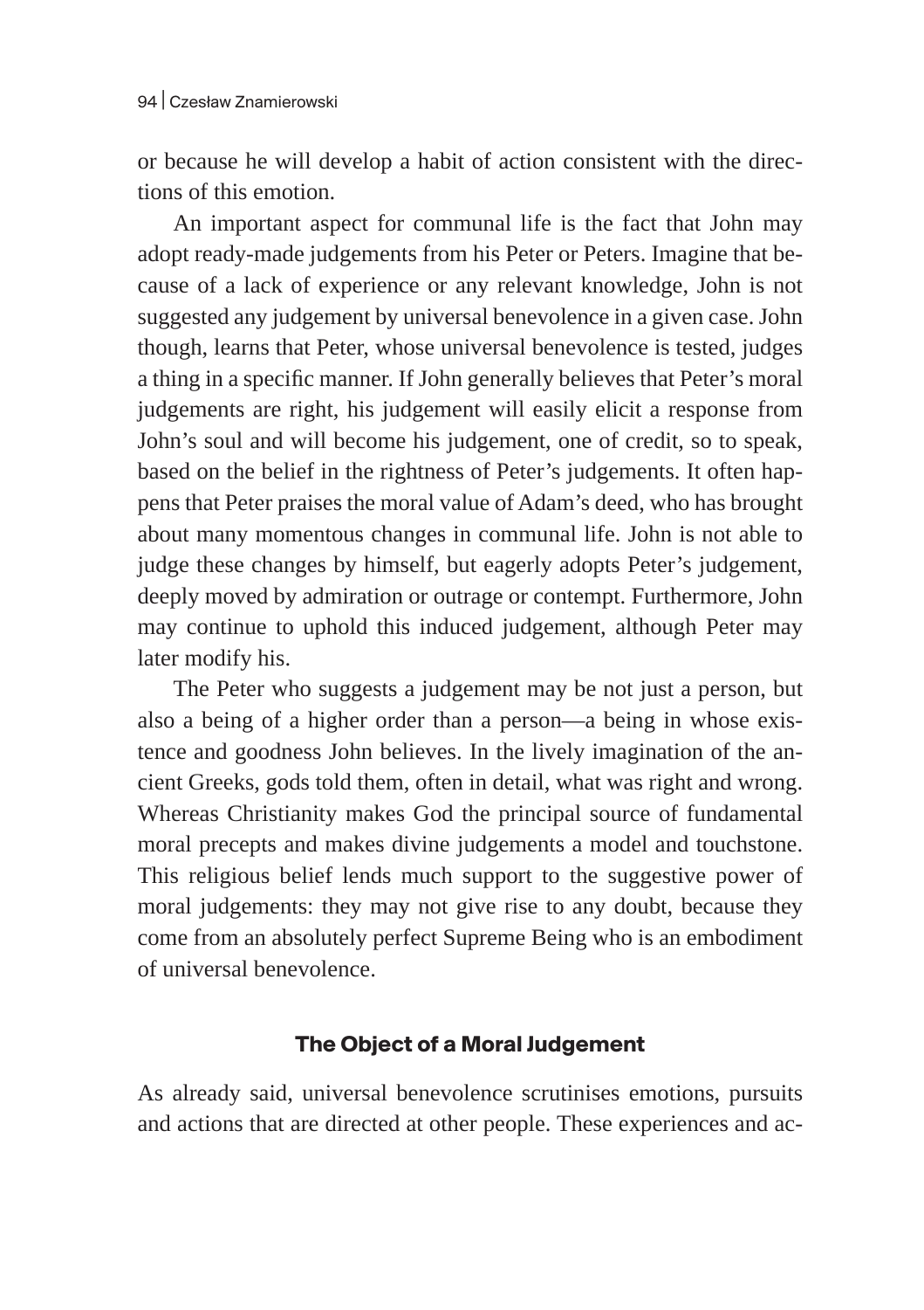or because he will develop a habit of action consistent with the directions of this emotion.

An important aspect for communal life is the fact that John may adopt ready-made judgements from his Peter or Peters. Imagine that because of a lack of experience or any relevant knowledge, John is not suggested any judgement by universal benevolence in a given case. John though, learns that Peter, whose universal benevolence is tested, judges a thing in a specific manner. If John generally believes that Peter's moral judgements are right, his judgement will easily elicit a response from John's soul and will become his judgement, one of credit, so to speak, based on the belief in the rightness of Peter's judgements. It often happens that Peter praises the moral value of Adam's deed, who has brought about many momentous changes in communal life. John is not able to judge these changes by himself, but eagerly adopts Peter's judgement, deeply moved by admiration or outrage or contempt. Furthermore, John may continue to uphold this induced judgement, although Peter may later modify his.

The Peter who suggests a judgement may be not just a person, but also a being of a higher order than a person—a being in whose existence and goodness John believes. In the lively imagination of the ancient Greeks, gods told them, often in detail, what was right and wrong. Whereas Christianity makes God the principal source of fundamental moral precepts and makes divine judgements a model and touchstone. This religious belief lends much support to the suggestive power of moral judgements: they may not give rise to any doubt, because they come from an absolutely perfect Supreme Being who is an embodiment of universal benevolence.

## The Object of a Moral Judgement

As already said, universal benevolence scrutinises emotions, pursuits and actions that are directed at other people. These experiences and ac-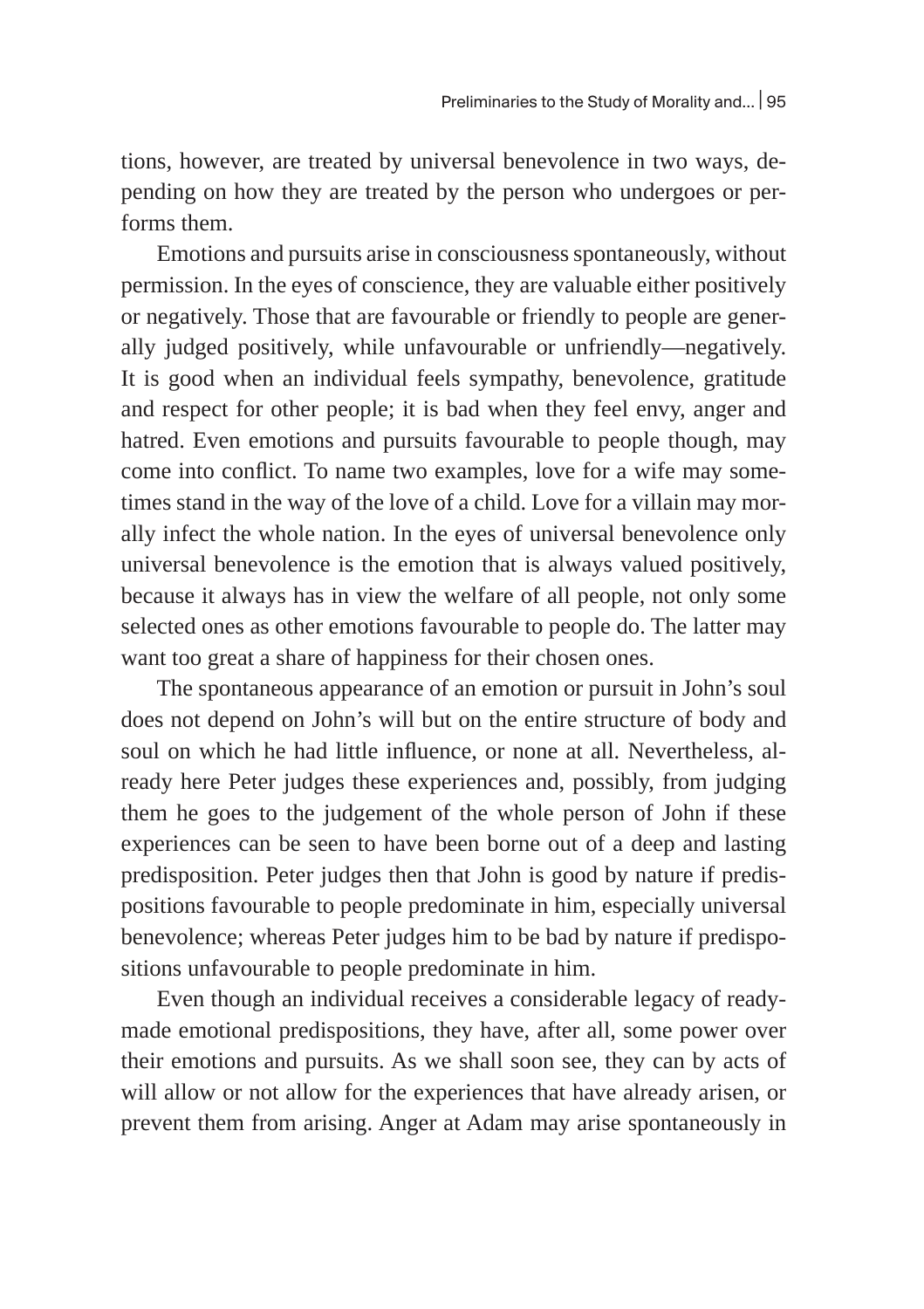tions, however, are treated by universal benevolence in two ways, depending on how they are treated by the person who undergoes or performs them.

Emotions and pursuits arise in consciousness spontaneously, without permission. In the eyes of conscience, they are valuable either positively or negatively. Those that are favourable or friendly to people are generally judged positively, while unfavourable or unfriendly—negatively. It is good when an individual feels sympathy, benevolence, gratitude and respect for other people; it is bad when they feel envy, anger and hatred. Even emotions and pursuits favourable to people though, may come into conflict. To name two examples, love for a wife may sometimes stand in the way of the love of a child. Love for a villain may morally infect the whole nation. In the eyes of universal benevolence only universal benevolence is the emotion that is always valued positively, because it always has in view the welfare of all people, not only some selected ones as other emotions favourable to people do. The latter may want too great a share of happiness for their chosen ones.

The spontaneous appearance of an emotion or pursuit in John's soul does not depend on John's will but on the entire structure of body and soul on which he had little influence, or none at all. Nevertheless, already here Peter judges these experiences and, possibly, from judging them he goes to the judgement of the whole person of John if these experiences can be seen to have been borne out of a deep and lasting predisposition. Peter judges then that John is good by nature if predispositions favourable to people predominate in him, especially universal benevolence; whereas Peter judges him to be bad by nature if predispositions unfavourable to people predominate in him.

Even though an individual receives a considerable legacy of ready-made emotional predispositions, they have, after all, some power over their emotions and pursuits. As we shall soon see, they can by acts of will allow or not allow for the experiences that have already arisen, or prevent them from arising. Anger at Adam may arise spontaneously in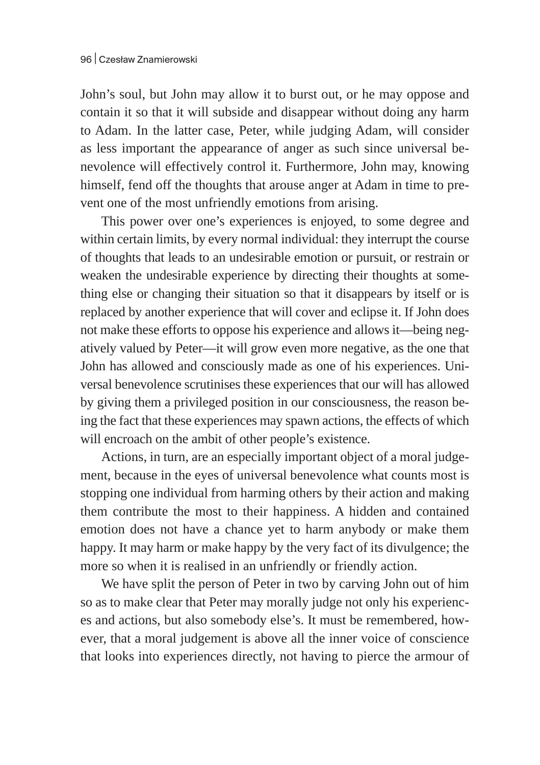John's soul, but John may allow it to burst out, or he may oppose and contain it so that it will subside and disappear without doing any harm to Adam. In the latter case, Peter, while judging Adam, will consider as less important the appearance of anger as such since universal benevolence will effectively control it. Furthermore, John may, knowing himself, fend off the thoughts that arouse anger at Adam in time to prevent one of the most unfriendly emotions from arising.

This power over one's experiences is enjoyed, to some degree and within certain limits, by every normal individual: they interrupt the course of thoughts that leads to an undesirable emotion or pursuit, or restrain or weaken the undesirable experience by directing their thoughts at something else or changing their situation so that it disappears by itself or is replaced by another experience that will cover and eclipse it. If John does not make these efforts to oppose his experience and allows it—being negatively valued by Peter—it will grow even more negative, as the one that John has allowed and consciously made as one of his experiences. Universal benevolence scrutinises these experiences that our will has allowed by giving them a privileged position in our consciousness, the reason being the fact that these experiences may spawn actions, the effects of which will encroach on the ambit of other people's existence.

Actions, in turn, are an especially important object of a moral judgement, because in the eyes of universal benevolence what counts most is stopping one individual from harming others by their action and making them contribute the most to their happiness. A hidden and contained emotion does not have a chance yet to harm anybody or make them happy. It may harm or make happy by the very fact of its divulgence; the more so when it is realised in an unfriendly or friendly action.

We have split the person of Peter in two by carving John out of him so as to make clear that Peter may morally judge not only his experiences and actions, but also somebody else's. It must be remembered, however, that a moral judgement is above all the inner voice of conscience that looks into experiences directly, not having to pierce the armour of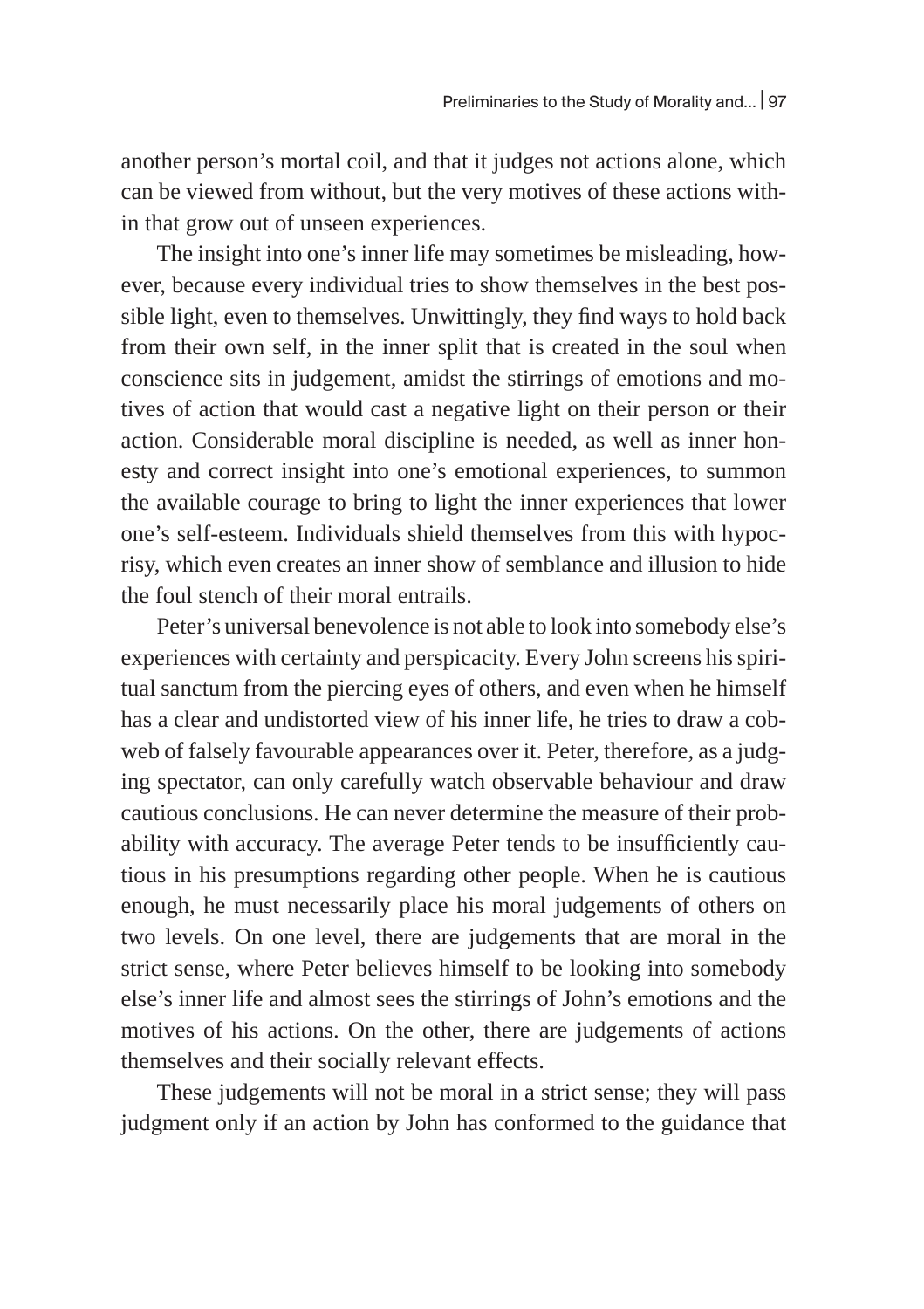another person's mortal coil, and that it judges not actions alone, which can be viewed from without, but the very motives of these actions within that grow out of unseen experiences.

The insight into one's inner life may sometimes be misleading, however, because every individual tries to show themselves in the best possible light, even to themselves. Unwittingly, they find ways to hold back from their own self, in the inner split that is created in the soul when conscience sits in judgement, amidst the stirrings of emotions and motives of action that would cast a negative light on their person or their action. Considerable moral discipline is needed, as well as inner honesty and correct insight into one's emotional experiences, to summon the available courage to bring to light the inner experiences that lower one's self-esteem. Individuals shield themselves from this with hypocrisy, which even creates an inner show of semblance and illusion to hide the foul stench of their moral entrails.

Peter's universal benevolence is not able to look into somebody else's experiences with certainty and perspicacity. Every John screens his spiritual sanctum from the piercing eyes of others, and even when he himself has a clear and undistorted view of his inner life, he tries to draw a cobweb of falsely favourable appearances over it. Peter, therefore, as a judging spectator, can only carefully watch observable behaviour and draw cautious conclusions. He can never determine the measure of their probability with accuracy. The average Peter tends to be insufficiently cautious in his presumptions regarding other people. When he is cautious enough, he must necessarily place his moral judgements of others on two levels. On one level, there are judgements that are moral in the strict sense, where Peter believes himself to be looking into somebody else's inner life and almost sees the stirrings of John's emotions and the motives of his actions. On the other, there are judgements of actions themselves and their socially relevant effects.

These judgements will not be moral in a strict sense; they will pass judgment only if an action by John has conformed to the guidance that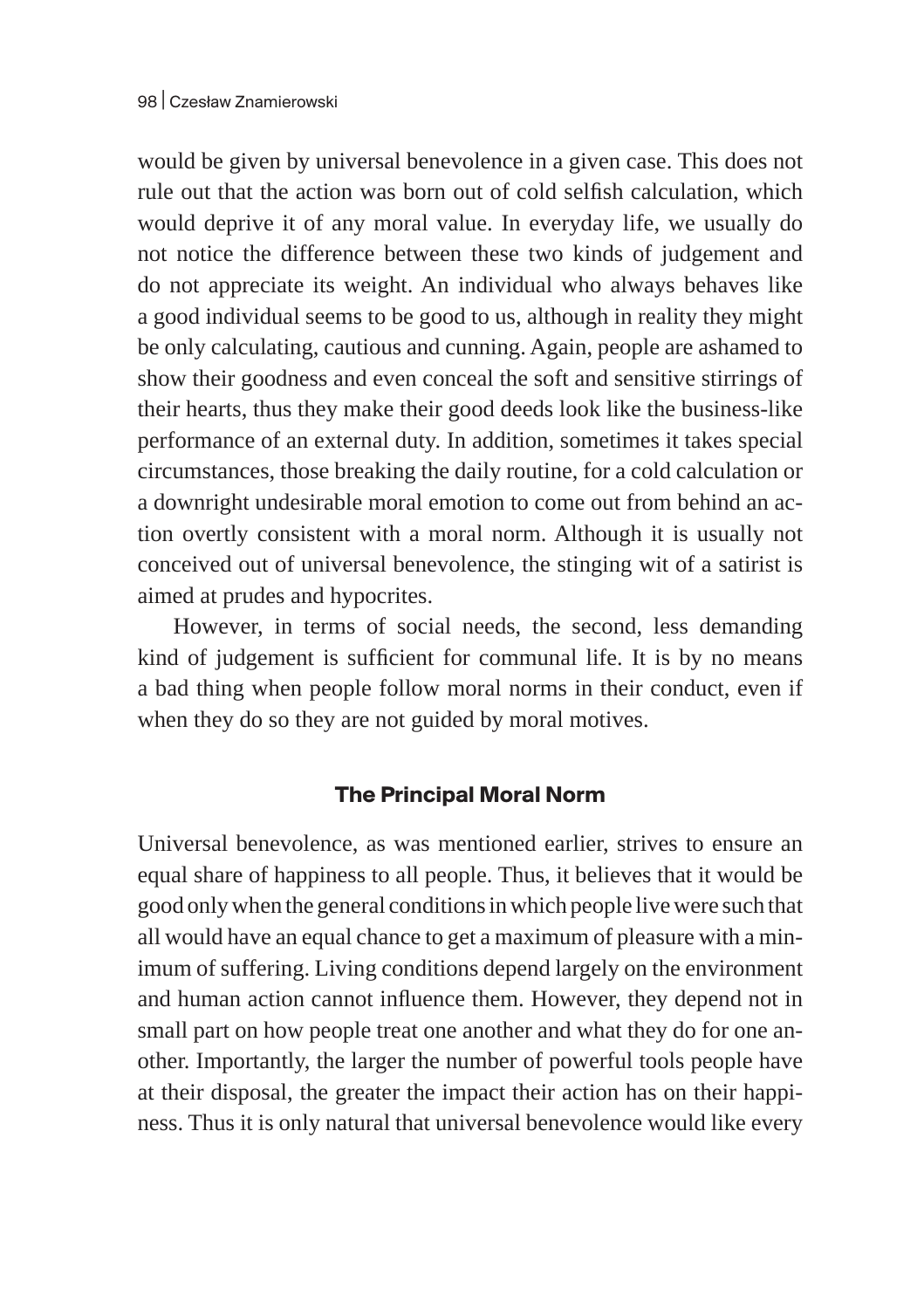would be given by universal benevolence in a given case. This does not rule out that the action was born out of cold selfish calculation, which would deprive it of any moral value. In everyday life, we usually do not notice the difference between these two kinds of judgement and do not appreciate its weight. An individual who always behaves like a good individual seems to be good to us, although in reality they might be only calculating, cautious and cunning. Again, people are ashamed to show their goodness and even conceal the soft and sensitive stirrings of their hearts, thus they make their good deeds look like the business-like performance of an external duty. In addition, sometimes it takes special circumstances, those breaking the daily routine, for a cold calculation or a downright undesirable moral emotion to come out from behind an action overtly consistent with a moral norm. Although it is usually not conceived out of universal benevolence, the stinging wit of a satirist is aimed at prudes and hypocrites.

However, in terms of social needs, the second, less demanding kind of judgement is sufficient for communal life. It is by no means a bad thing when people follow moral norms in their conduct, even if when they do so they are not guided by moral motives.

## The Principal Moral Norm

Universal benevolence, as was mentioned earlier, strives to ensure an equal share of happiness to all people. Thus, it believes that it would be good only when the general conditions in which people live were such that all would have an equal chance to get a maximum of pleasure with a minimum of suffering. Living conditions depend largely on the environment and human action cannot influence them. However, they depend not in small part on how people treat one another and what they do for one another. Importantly, the larger the number of powerful tools people have at their disposal, the greater the impact their action has on their happiness. Thus it is only natural that universal benevolence would like every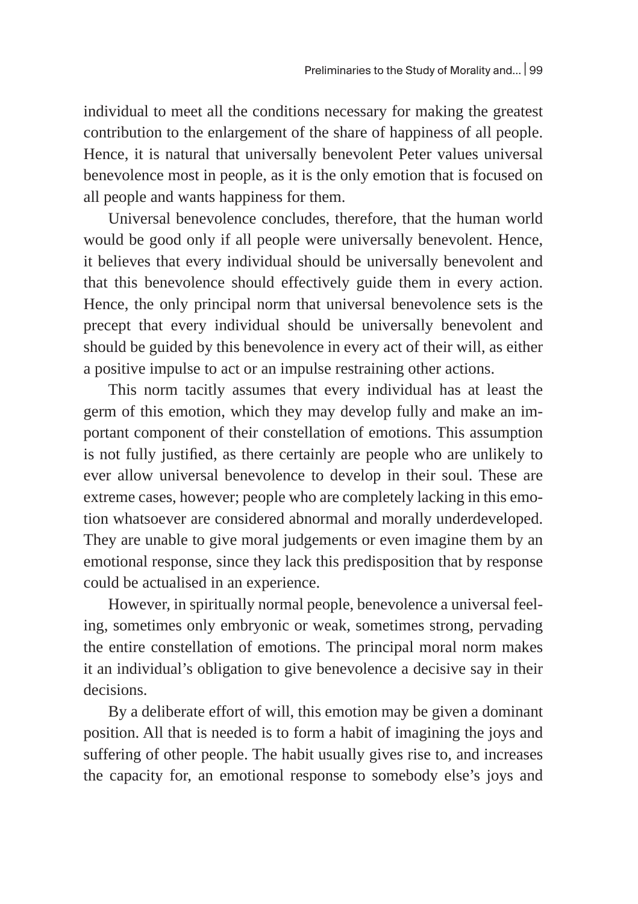individual to meet all the conditions necessary for making the greatest contribution to the enlargement of the share of happiness of all people. Hence, it is natural that universally benevolent Peter values universal benevolence most in people, as it is the only emotion that is focused on all people and wants happiness for them.

Universal benevolence concludes, therefore, that the human world would be good only if all people were universally benevolent. Hence, it believes that every individual should be universally benevolent and that this benevolence should effectively guide them in every action. Hence, the only principal norm that universal benevolence sets is the precept that every individual should be universally benevolent and should be guided by this benevolence in every act of their will, as either a positive impulse to act or an impulse restraining other actions.

This norm tacitly assumes that every individual has at least the germ of this emotion, which they may develop fully and make an important component of their constellation of emotions. This assumption is not fully justified, as there certainly are people who are unlikely to ever allow universal benevolence to develop in their soul. These are extreme cases, however; people who are completely lacking in this emotion whatsoever are considered abnormal and morally underdeveloped. They are unable to give moral judgements or even imagine them by an emotional response, since they lack this predisposition that by response could be actualised in an experience.

However, in spiritually normal people, benevolence a universal feeling, sometimes only embryonic or weak, sometimes strong, pervading the entire constellation of emotions. The principal moral norm makes it an individual's obligation to give benevolence a decisive say in their decisions.

By a deliberate effort of will, this emotion may be given a dominant position. All that is needed is to form a habit of imagining the joys and suffering of other people. The habit usually gives rise to, and increases the capacity for, an emotional response to somebody else's joys and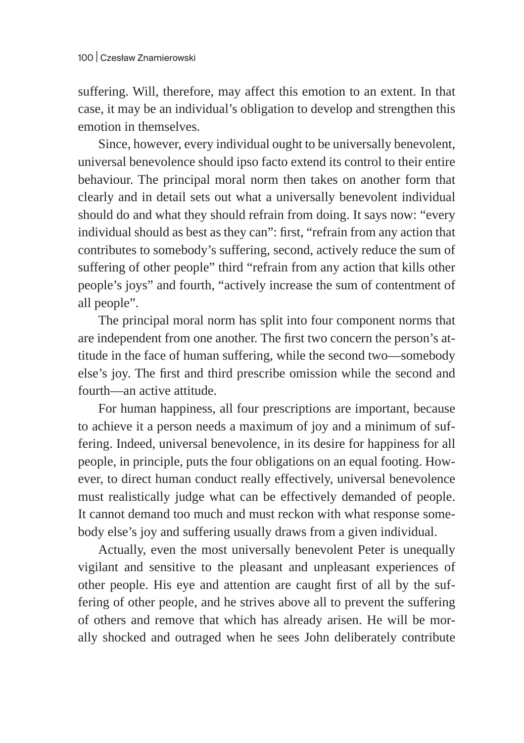suffering. Will, therefore, may affect this emotion to an extent. In that case, it may be an individual's obligation to develop and strengthen this emotion in themselves.

Since, however, every individual ought to be universally benevolent, universal benevolence should ipso facto extend its control to their entire behaviour. The principal moral norm then takes on another form that clearly and in detail sets out what a universally benevolent individual should do and what they should refrain from doing. It says now: "every individual should as best as they can": first, "refrain from any action that contributes to somebody's suffering, second, actively reduce the sum of suffering of other people" third "refrain from any action that kills other people's joys" and fourth, "actively increase the sum of contentment of all people".

The principal moral norm has split into four component norms that are independent from one another. The first two concern the person's attitude in the face of human suffering, while the second two—somebody else's joy. The first and third prescribe omission while the second and fourth—an active attitude.

For human happiness, all four prescriptions are important, because to achieve it a person needs a maximum of joy and a minimum of suffering. Indeed, universal benevolence, in its desire for happiness for all people, in principle, puts the four obligations on an equal footing. However, to direct human conduct really effectively, universal benevolence must realistically judge what can be effectively demanded of people. It cannot demand too much and must reckon with what response somebody else's joy and suffering usually draws from a given individual.

Actually, even the most universally benevolent Peter is unequally vigilant and sensitive to the pleasant and unpleasant experiences of other people. His eye and attention are caught first of all by the suffering of other people, and he strives above all to prevent the suffering of others and remove that which has already arisen. He will be morally shocked and outraged when he sees John deliberately contribute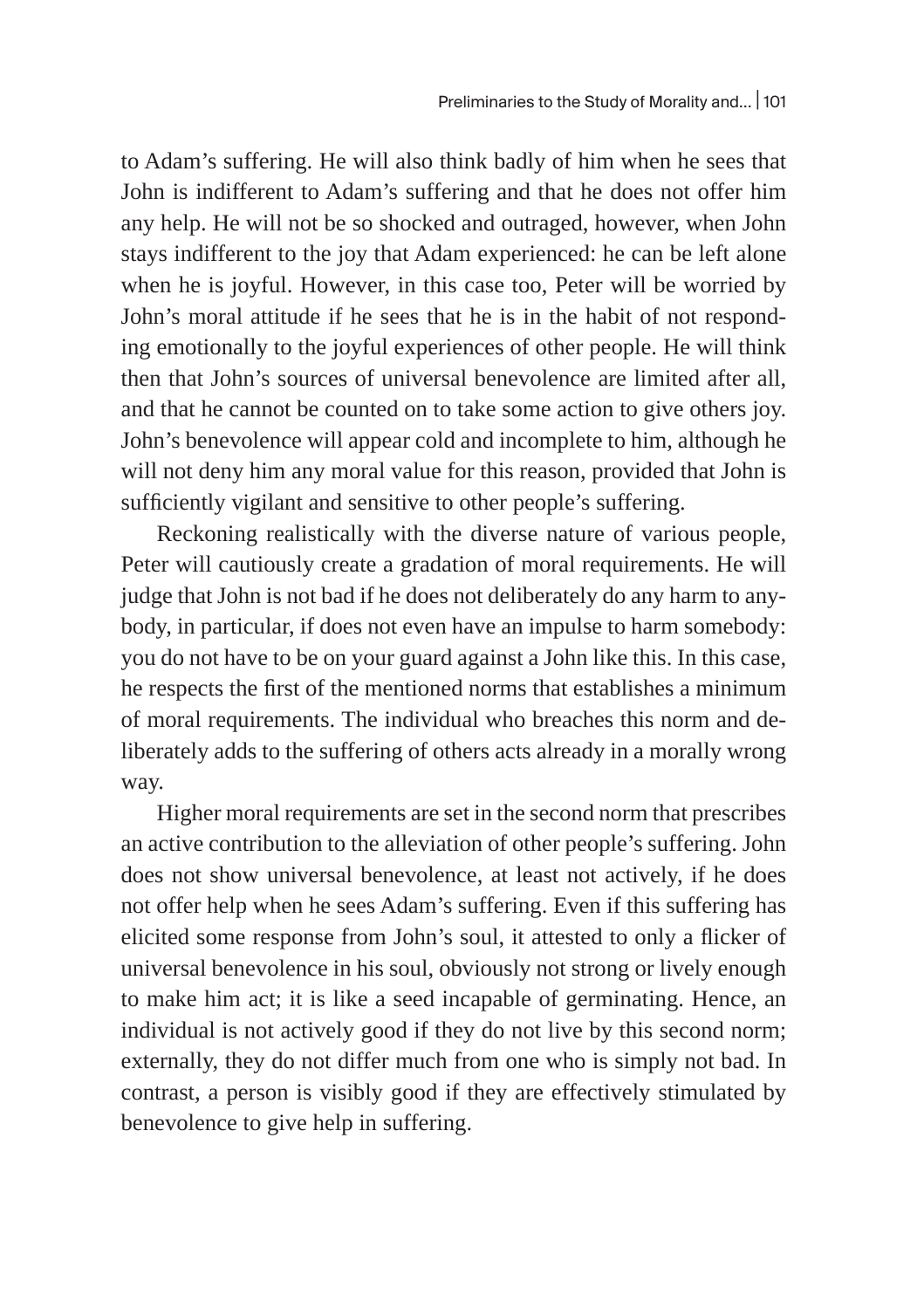to Adam's suffering. He will also think badly of him when he sees that John is indifferent to Adam's suffering and that he does not offer him any help. He will not be so shocked and outraged, however, when John stays indifferent to the joy that Adam experienced: he can be left alone when he is joyful. However, in this case too, Peter will be worried by John's moral attitude if he sees that he is in the habit of not responding emotionally to the joyful experiences of other people. He will think then that John's sources of universal benevolence are limited after all, and that he cannot be counted on to take some action to give others joy. John's benevolence will appear cold and incomplete to him, although he will not deny him any moral value for this reason, provided that John is sufficiently vigilant and sensitive to other people's suffering.

Reckoning realistically with the diverse nature of various people, Peter will cautiously create a gradation of moral requirements. He will judge that John is not bad if he does not deliberately do any harm to anybody, in particular, if does not even have an impulse to harm somebody: you do not have to be on your guard against a John like this. In this case, he respects the first of the mentioned norms that establishes a minimum of moral requirements. The individual who breaches this norm and deliberately adds to the suffering of others acts already in a morally wrong way.

Higher moral requirements are set in the second norm that prescribes an active contribution to the alleviation of other people's suffering. John does not show universal benevolence, at least not actively, if he does not offer help when he sees Adam's suffering. Even if this suffering has elicited some response from John's soul, it attested to only a flicker of universal benevolence in his soul, obviously not strong or lively enough to make him act; it is like a seed incapable of germinating. Hence, an individual is not actively good if they do not live by this second norm; externally, they do not differ much from one who is simply not bad. In contrast, a person is visibly good if they are effectively stimulated by benevolence to give help in suffering.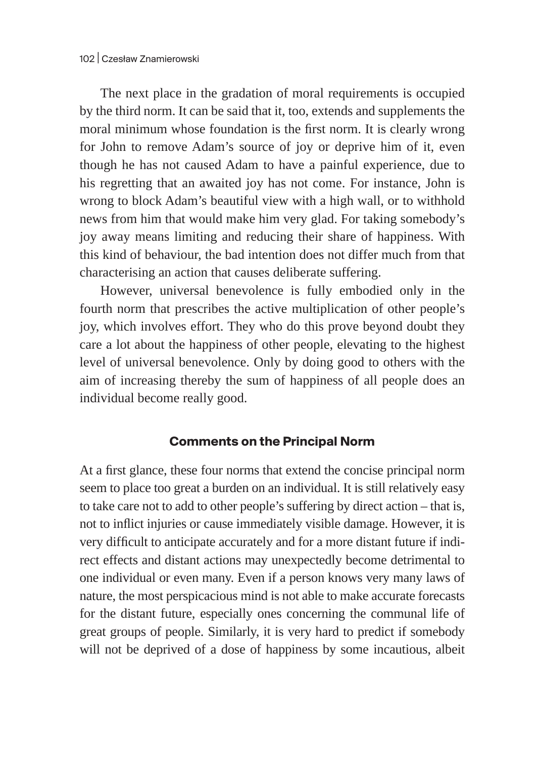The next place in the gradation of moral requirements is occupied by the third norm. It can be said that it, too, extends and supplements the moral minimum whose foundation is the first norm. It is clearly wrong for John to remove Adam's source of joy or deprive him of it, even though he has not caused Adam to have a painful experience, due to his regretting that an awaited joy has not come. For instance, John is wrong to block Adam's beautiful view with a high wall, or to withhold news from him that would make him very glad. For taking somebody's joy away means limiting and reducing their share of happiness. With this kind of behaviour, the bad intention does not differ much from that characterising an action that causes deliberate suffering.

However, universal benevolence is fully embodied only in the fourth norm that prescribes the active multiplication of other people's joy, which involves effort. They who do this prove beyond doubt they care a lot about the happiness of other people, elevating to the highest level of universal benevolence. Only by doing good to others with the aim of increasing thereby the sum of happiness of all people does an individual become really good.

## Comments on the Principal Norm

At a first glance, these four norms that extend the concise principal norm seem to place too great a burden on an individual. It is still relatively easy to take care not to add to other people's suffering by direct action – that is, not to inflict injuries or cause immediately visible damage. However, it is very difficult to anticipate accurately and for a more distant future if indirect effects and distant actions may unexpectedly become detrimental to one individual or even many. Even if a person knows very many laws of nature, the most perspicacious mind is not able to make accurate forecasts for the distant future, especially ones concerning the communal life of great groups of people. Similarly, it is very hard to predict if somebody will not be deprived of a dose of happiness by some incautious, albeit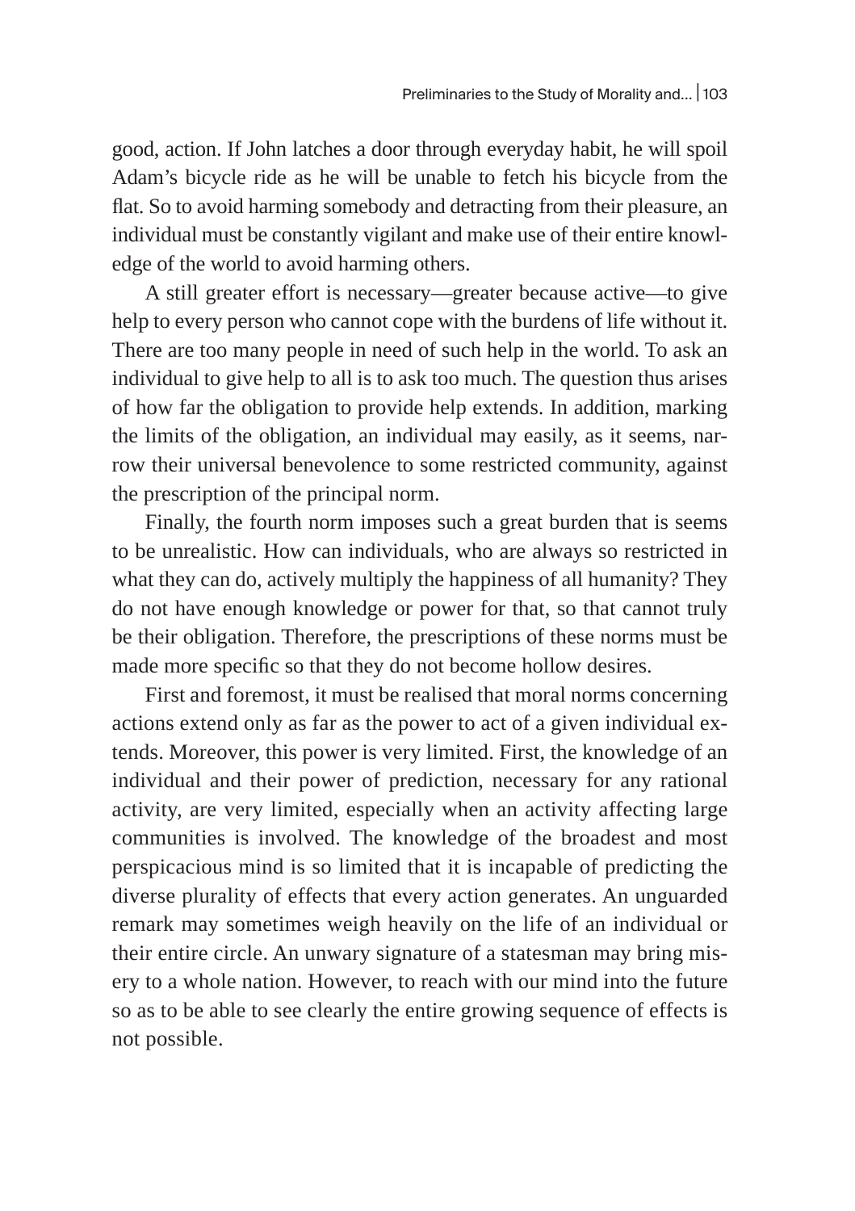good, action. If John latches a door through everyday habit, he will spoil Adam's bicycle ride as he will be unable to fetch his bicycle from the flat. So to avoid harming somebody and detracting from their pleasure, an individual must be constantly vigilant and make use of their entire knowledge of the world to avoid harming others.

A still greater effort is necessary—greater because active—to give help to every person who cannot cope with the burdens of life without it. There are too many people in need of such help in the world. To ask an individual to give help to all is to ask too much. The question thus arises of how far the obligation to provide help extends. In addition, marking the limits of the obligation, an individual may easily, as it seems, narrow their universal benevolence to some restricted community, against the prescription of the principal norm.

Finally, the fourth norm imposes such a great burden that is seems to be unrealistic. How can individuals, who are always so restricted in what they can do, actively multiply the happiness of all humanity? They do not have enough knowledge or power for that, so that cannot truly be their obligation. Therefore, the prescriptions of these norms must be made more specific so that they do not become hollow desires.

First and foremost, it must be realised that moral norms concerning actions extend only as far as the power to act of a given individual extends. Moreover, this power is very limited. First, the knowledge of an individual and their power of prediction, necessary for any rational activity, are very limited, especially when an activity affecting large communities is involved. The knowledge of the broadest and most perspicacious mind is so limited that it is incapable of predicting the diverse plurality of effects that every action generates. An unguarded remark may sometimes weigh heavily on the life of an individual or their entire circle. An unwary signature of a statesman may bring misery to a whole nation. However, to reach with our mind into the future so as to be able to see clearly the entire growing sequence of effects is not possible.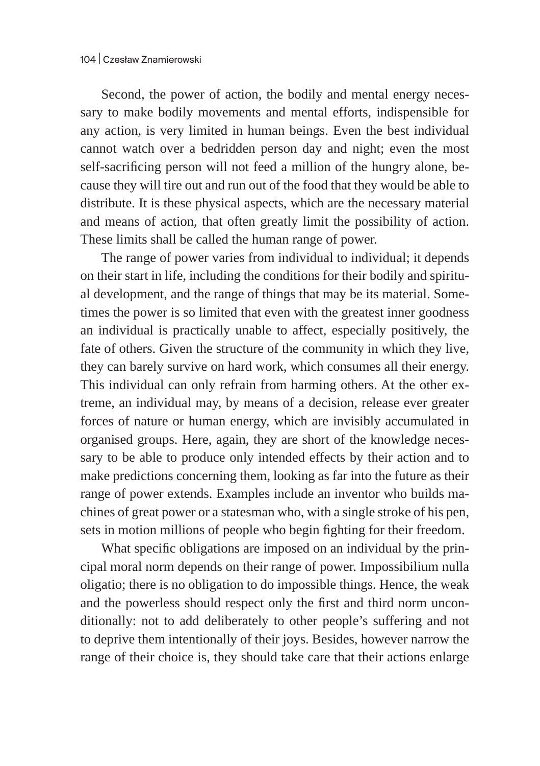Second, the power of action, the bodily and mental energy necessary to make bodily movements and mental efforts, indispensible for any action, is very limited in human beings. Even the best individual cannot watch over a bedridden person day and night; even the most self-sacrificing person will not feed a million of the hungry alone, because they will tire out and run out of the food that they would be able to distribute. It is these physical aspects, which are the necessary material and means of action, that often greatly limit the possibility of action. These limits shall be called the human range of power.

The range of power varies from individual to individual; it depends on their start in life, including the conditions for their bodily and spiritual development, and the range of things that may be its material. Sometimes the power is so limited that even with the greatest inner goodness an individual is practically unable to affect, especially positively, the fate of others. Given the structure of the community in which they live, they can barely survive on hard work, which consumes all their energy. This individual can only refrain from harming others. At the other extreme, an individual may, by means of a decision, release ever greater forces of nature or human energy, which are invisibly accumulated in organised groups. Here, again, they are short of the knowledge necessary to be able to produce only intended effects by their action and to make predictions concerning them, looking as far into the future as their range of power extends. Examples include an inventor who builds machines of great power or a statesman who, with a single stroke of his pen, sets in motion millions of people who begin fighting for their freedom.

What specific obligations are imposed on an individual by the principal moral norm depends on their range of power. Impossibilium nulla oligatio; there is no obligation to do impossible things. Hence, the weak and the powerless should respect only the first and third norm unconditionally: not to add deliberately to other people's suffering and not to deprive them intentionally of their joys. Besides, however narrow the range of their choice is, they should take care that their actions enlarge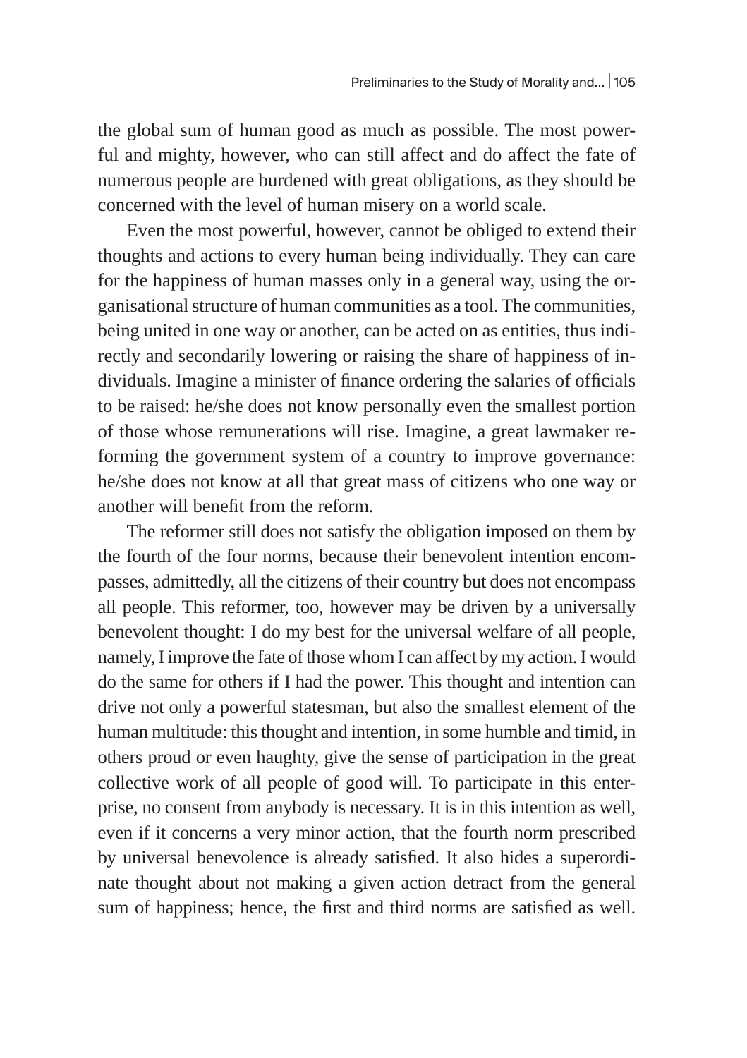the global sum of human good as much as possible. The most powerful and mighty, however, who can still affect and do affect the fate of numerous people are burdened with great obligations, as they should be concerned with the level of human misery on a world scale.

Even the most powerful, however, cannot be obliged to extend their thoughts and actions to every human being individually. They can care for the happiness of human masses only in a general way, using the organisational structure of human communities as a tool. The communities, being united in one way or another, can be acted on as entities, thus indirectly and secondarily lowering or raising the share of happiness of individuals. Imagine a minister of finance ordering the salaries of officials to be raised: he/she does not know personally even the smallest portion of those whose remunerations will rise. Imagine, a great lawmaker reforming the government system of a country to improve governance: he/she does not know at all that great mass of citizens who one way or another will benefit from the reform.

The reformer still does not satisfy the obligation imposed on them by the fourth of the four norms, because their benevolent intention encompasses, admittedly, all the citizens of their country but does not encompass all people. This reformer, too, however may be driven by a universally benevolent thought: I do my best for the universal welfare of all people, namely, I improve the fate of those whom I can affect by my action. I would do the same for others if I had the power. This thought and intention can drive not only a powerful statesman, but also the smallest element of the human multitude: this thought and intention, in some humble and timid, in others proud or even haughty, give the sense of participation in the great collective work of all people of good will. To participate in this enterprise, no consent from anybody is necessary. It is in this intention as well, even if it concerns a very minor action, that the fourth norm prescribed by universal benevolence is already satisfied. It also hides a superordinate thought about not making a given action detract from the general sum of happiness; hence, the first and third norms are satisfied as well.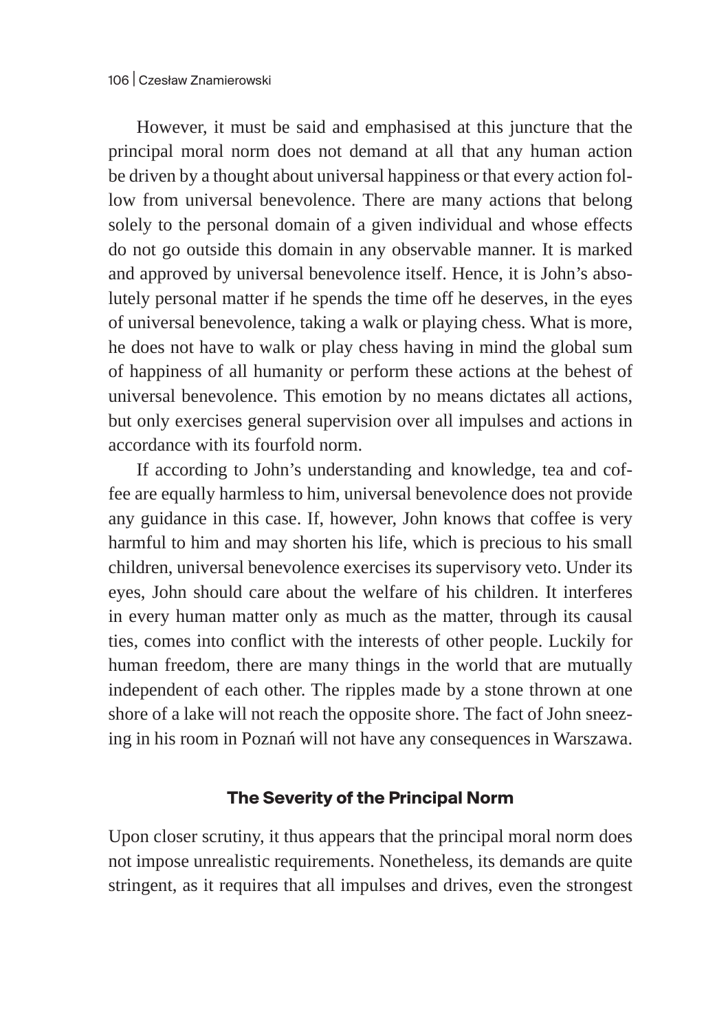However, it must be said and emphasised at this juncture that the principal moral norm does not demand at all that any human action be driven by a thought about universal happiness or that every action follow from universal benevolence. There are many actions that belong solely to the personal domain of a given individual and whose effects do not go outside this domain in any observable manner. It is marked and approved by universal benevolence itself. Hence, it is John's absolutely personal matter if he spends the time off he deserves, in the eyes of universal benevolence, taking a walk or playing chess. What is more, he does not have to walk or play chess having in mind the global sum of happiness of all humanity or perform these actions at the behest of universal benevolence. This emotion by no means dictates all actions, but only exercises general supervision over all impulses and actions in accordance with its fourfold norm.

If according to John's understanding and knowledge, tea and coffee are equally harmless to him, universal benevolence does not provide any guidance in this case. If, however, John knows that coffee is very harmful to him and may shorten his life, which is precious to his small children, universal benevolence exercises its supervisory veto. Under its eyes, John should care about the welfare of his children. It interferes in every human matter only as much as the matter, through its causal ties, comes into conflict with the interests of other people. Luckily for human freedom, there are many things in the world that are mutually independent of each other. The ripples made by a stone thrown at one shore of a lake will not reach the opposite shore. The fact of John sneezing in his room in Poznań will not have any consequences in Warszawa.

## The Severity of the Principal Norm

Upon closer scrutiny, it thus appears that the principal moral norm does not impose unrealistic requirements. Nonetheless, its demands are quite stringent, as it requires that all impulses and drives, even the strongest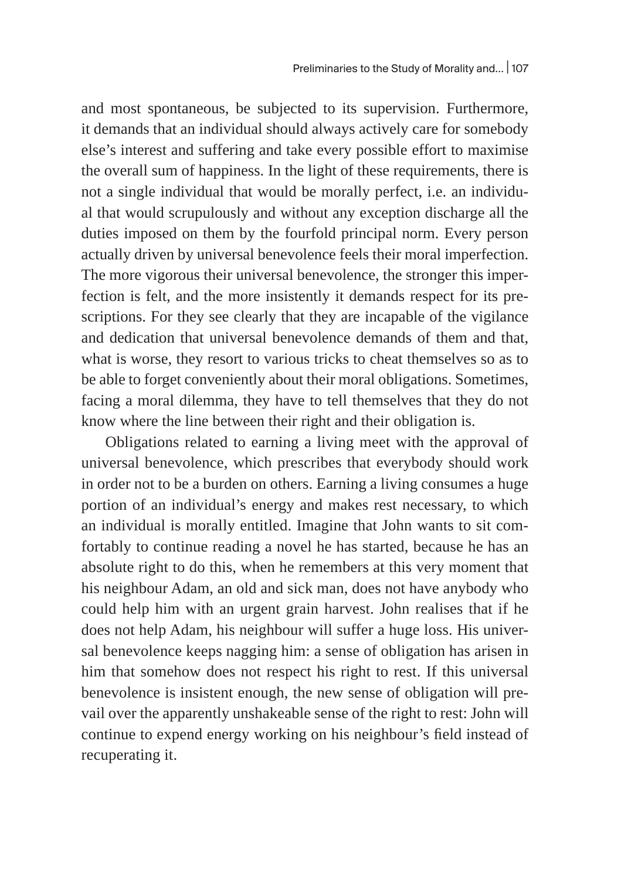and most spontaneous, be subjected to its supervision. Furthermore, it demands that an individual should always actively care for somebody else's interest and suffering and take every possible effort to maximise the overall sum of happiness. In the light of these requirements, there is not a single individual that would be morally perfect, i.e. an individual that would scrupulously and without any exception discharge all the duties imposed on them by the fourfold principal norm. Every person actually driven by universal benevolence feels their moral imperfection. The more vigorous their universal benevolence, the stronger this imperfection is felt, and the more insistently it demands respect for its prescriptions. For they see clearly that they are incapable of the vigilance and dedication that universal benevolence demands of them and that, what is worse, they resort to various tricks to cheat themselves so as to be able to forget conveniently about their moral obligations. Sometimes, facing a moral dilemma, they have to tell themselves that they do not know where the line between their right and their obligation is.

Obligations related to earning a living meet with the approval of universal benevolence, which prescribes that everybody should work in order not to be a burden on others. Earning a living consumes a huge portion of an individual's energy and makes rest necessary, to which an individual is morally entitled. Imagine that John wants to sit comfortably to continue reading a novel he has started, because he has an absolute right to do this, when he remembers at this very moment that his neighbour Adam, an old and sick man, does not have anybody who could help him with an urgent grain harvest. John realises that if he does not help Adam, his neighbour will suffer a huge loss. His universal benevolence keeps nagging him: a sense of obligation has arisen in him that somehow does not respect his right to rest. If this universal benevolence is insistent enough, the new sense of obligation will prevail over the apparently unshakeable sense of the right to rest: John will continue to expend energy working on his neighbour's field instead of recuperating it.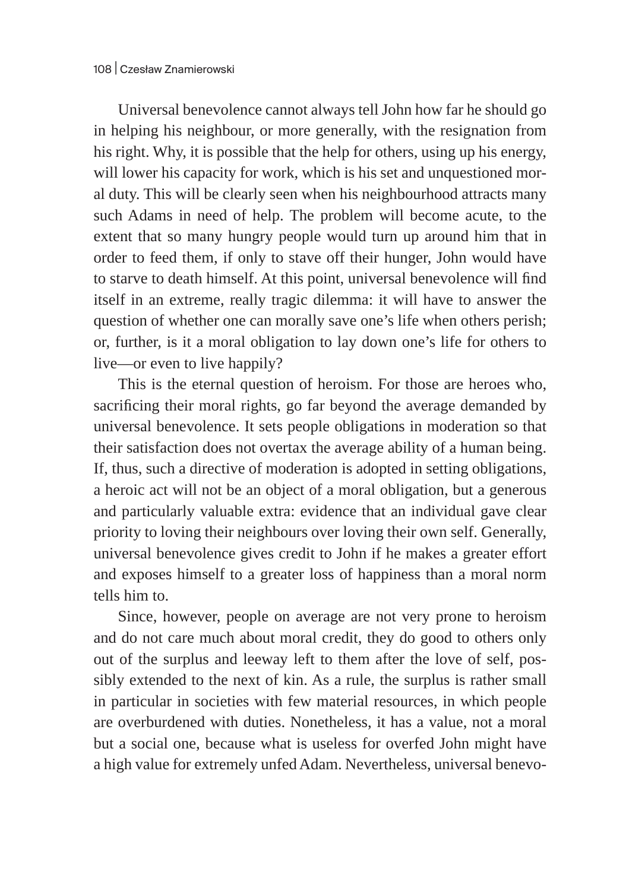Universal benevolence cannot always tell John how far he should go in helping his neighbour, or more generally, with the resignation from his right. Why, it is possible that the help for others, using up his energy, will lower his capacity for work, which is his set and unquestioned moral duty. This will be clearly seen when his neighbourhood attracts many such Adams in need of help. The problem will become acute, to the extent that so many hungry people would turn up around him that in order to feed them, if only to stave off their hunger, John would have to starve to death himself. At this point, universal benevolence will find itself in an extreme, really tragic dilemma: it will have to answer the question of whether one can morally save one's life when others perish; or, further, is it a moral obligation to lay down one's life for others to live—or even to live happily?

This is the eternal question of heroism. For those are heroes who, sacrificing their moral rights, go far beyond the average demanded by universal benevolence. It sets people obligations in moderation so that their satisfaction does not overtax the average ability of a human being. If, thus, such a directive of moderation is adopted in setting obligations, a heroic act will not be an object of a moral obligation, but a generous and particularly valuable extra: evidence that an individual gave clear priority to loving their neighbours over loving their own self. Generally, universal benevolence gives credit to John if he makes a greater effort and exposes himself to a greater loss of happiness than a moral norm tells him to.

Since, however, people on average are not very prone to heroism and do not care much about moral credit, they do good to others only out of the surplus and leeway left to them after the love of self, possibly extended to the next of kin. As a rule, the surplus is rather small in particular in societies with few material resources, in which people are overburdened with duties. Nonetheless, it has a value, not a moral but a social one, because what is useless for overfed John might have a high value for extremely unfed Adam. Nevertheless, universal benevo-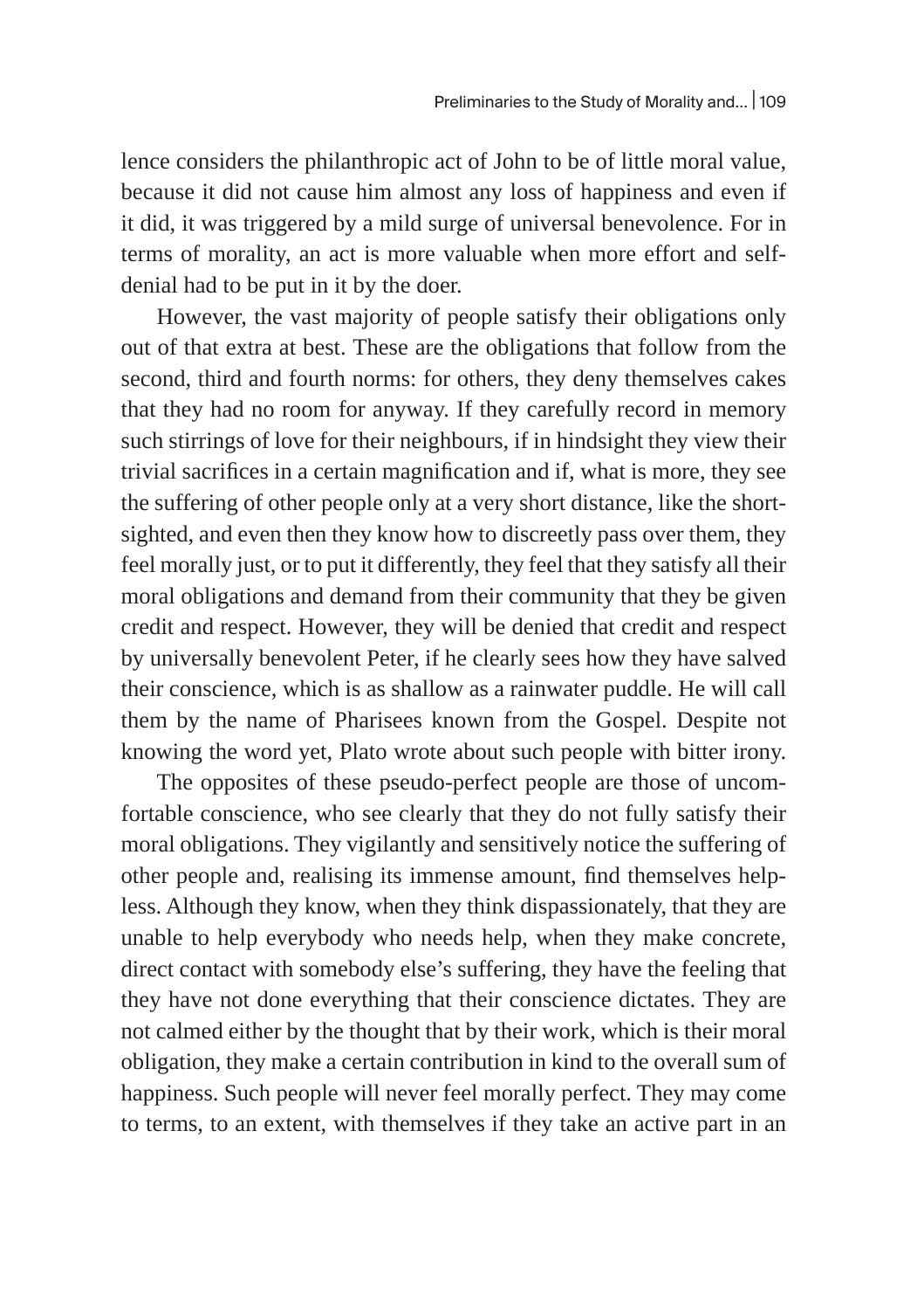lence considers the philanthropic act of John to be of little moral value, because it did not cause him almost any loss of happiness and even if it did, it was triggered by a mild surge of universal benevolence. For in terms of morality, an act is more valuable when more effort and self-denial had to be put in it by the doer.

However, the vast majority of people satisfy their obligations only out of that extra at best. These are the obligations that follow from the second, third and fourth norms: for others, they deny themselves cakes that they had no room for anyway. If they carefully record in memory such stirrings of love for their neighbours, if in hindsight they view their trivial sacrifices in a certain magnification and if, what is more, they see the suffering of other people only at a very short distance, like the short-sighted, and even then they know how to discreetly pass over them, they feel morally just, or to put it differently, they feel that they satisfy all their moral obligations and demand from their community that they be given credit and respect. However, they will be denied that credit and respect by universally benevolent Peter, if he clearly sees how they have salved their conscience, which is as shallow as a rainwater puddle. He will call them by the name of Pharisees known from the Gospel. Despite not knowing the word yet, Plato wrote about such people with bitter irony.

The opposites of these pseudo-perfect people are those of uncomfortable conscience, who see clearly that they do not fully satisfy their moral obligations. They vigilantly and sensitively notice the suffering of other people and, realising its immense amount, find themselves helpless. Although they know, when they think dispassionately, that they are unable to help everybody who needs help, when they make concrete, direct contact with somebody else's suffering, they have the feeling that they have not done everything that their conscience dictates. They are not calmed either by the thought that by their work, which is their moral obligation, they make a certain contribution in kind to the overall sum of happiness. Such people will never feel morally perfect. They may come to terms, to an extent, with themselves if they take an active part in an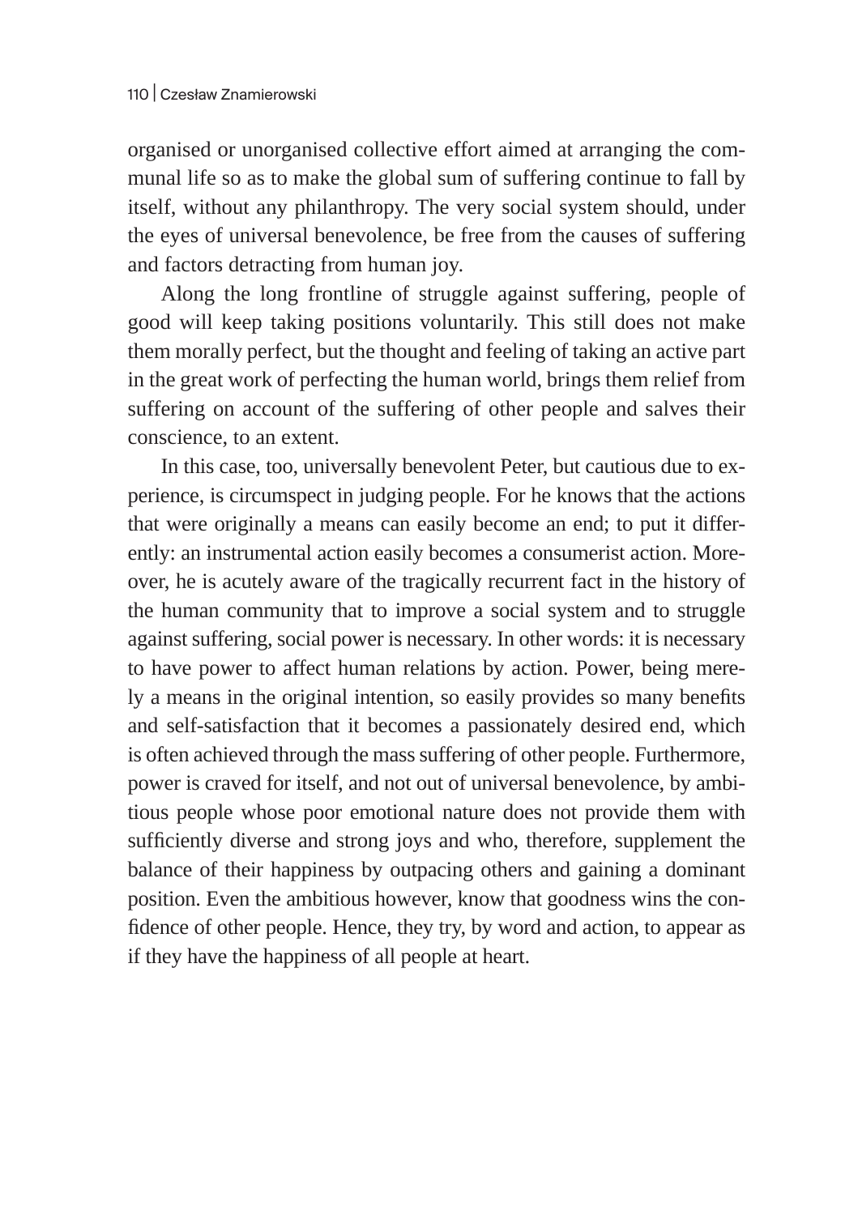organised or unorganised collective effort aimed at arranging the communal life so as to make the global sum of suffering continue to fall by itself, without any philanthropy. The very social system should, under the eyes of universal benevolence, be free from the causes of suffering and factors detracting from human joy.

Along the long frontline of struggle against suffering, people of good will keep taking positions voluntarily. This still does not make them morally perfect, but the thought and feeling of taking an active part in the great work of perfecting the human world, brings them relief from suffering on account of the suffering of other people and salves their conscience, to an extent.

In this case, too, universally benevolent Peter, but cautious due to experience, is circumspect in judging people. For he knows that the actions that were originally a means can easily become an end; to put it differently: an instrumental action easily becomes a consumerist action. Moreover, he is acutely aware of the tragically recurrent fact in the history of the human community that to improve a social system and to struggle against suffering, social power is necessary. In other words: it is necessary to have power to affect human relations by action. Power, being merely a means in the original intention, so easily provides so many benefits and self-satisfaction that it becomes a passionately desired end, which is often achieved through the mass suffering of other people. Furthermore, power is craved for itself, and not out of universal benevolence, by ambitious people whose poor emotional nature does not provide them with sufficiently diverse and strong joys and who, therefore, supplement the balance of their happiness by outpacing others and gaining a dominant position. Even the ambitious however, know that goodness wins the confidence of other people. Hence, they try, by word and action, to appear as if they have the happiness of all people at heart.